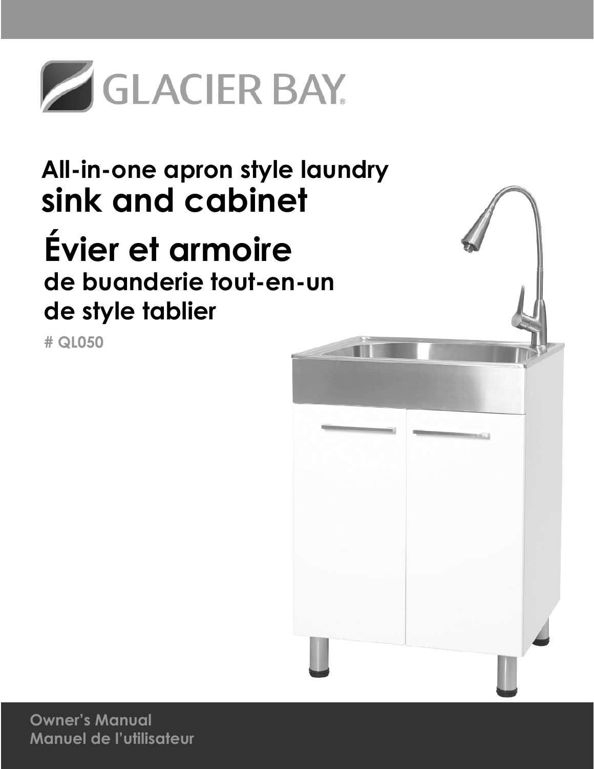GLACIER BAY®

# All-in-one apron style laundry sink and cabinet

# Évier et armoire de buanderie tout-en-un de style tablier

**# QL050**

**Owner's Manual**
**Manuel de l'utilisateur**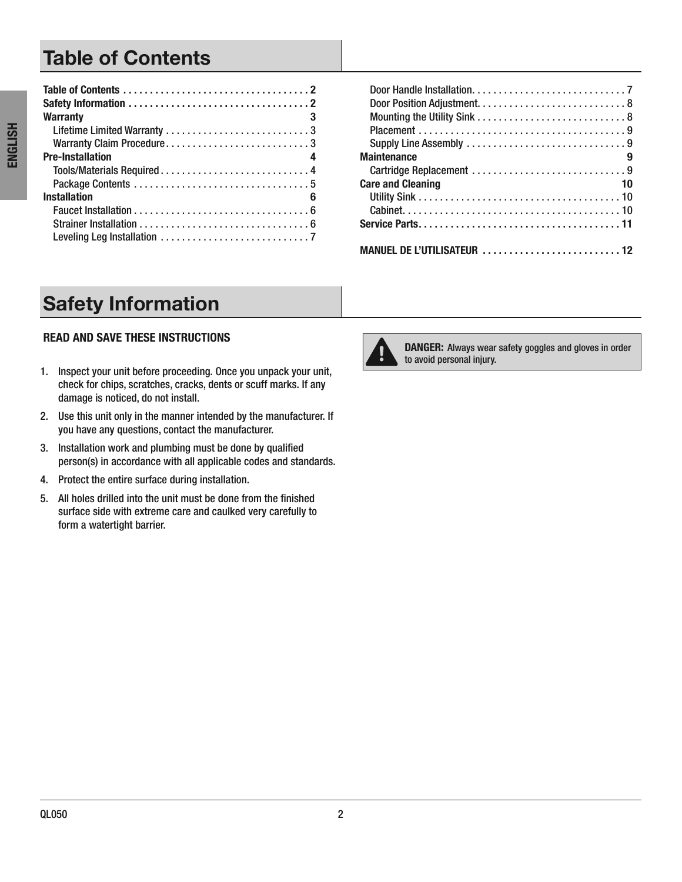# Table of Contents

**Table of Contents** . . . . . . . . . . . . . . . . . . . . . . . . . . . . . . . . . . 2
**Safety Information** . . . . . . . . . . . . . . . . . . . . . . . . . . . . . . . . . 2
**Warranty** 3
- Lifetime Limited Warranty . . . . . . . . . . . . . . . . . . . . . . . . . . 3
- Warranty Claim Procedure . . . . . . . . . . . . . . . . . . . . . . . . . . 3

**Pre-Installation** 4
- Tools/Materials Required . . . . . . . . . . . . . . . . . . . . . . . . . . . 4
- Package Contents . . . . . . . . . . . . . . . . . . . . . . . . . . . . . . . . 5

**Installation** 6
- Faucet Installation . . . . . . . . . . . . . . . . . . . . . . . . . . . . . . . . 6
- Strainer Installation . . . . . . . . . . . . . . . . . . . . . . . . . . . . . . . 6
- Leveling Leg Installation . . . . . . . . . . . . . . . . . . . . . . . . . . . 7
- Door Handle Installation. . . . . . . . . . . . . . . . . . . . . . . . . . . . 7
- Door Position Adjustment. . . . . . . . . . . . . . . . . . . . . . . . . . . 8
- Mounting the Utility Sink . . . . . . . . . . . . . . . . . . . . . . . . . . . 8
- Placement . . . . . . . . . . . . . . . . . . . . . . . . . . . . . . . . . . . . . . 9
- Supply Line Assembly . . . . . . . . . . . . . . . . . . . . . . . . . . . . . 9

**Maintenance** 9
- Cartridge Replacement . . . . . . . . . . . . . . . . . . . . . . . . . . . . 9

**Care and Cleaning** 10
- Utility Sink . . . . . . . . . . . . . . . . . . . . . . . . . . . . . . . . . . . . . 10
- Cabinet. . . . . . . . . . . . . . . . . . . . . . . . . . . . . . . . . . . . . . . . 10

**Service Parts**. . . . . . . . . . . . . . . . . . . . . . . . . . . . . . . . . . . . . 11

**MANUEL DE L'UTILISATEUR** . . . . . . . . . . . . . . . . . . . . . . . . . 12

# Safety Information

**READ AND SAVE THESE INSTRUCTIONS**

1. Inspect your unit before proceeding. Once you unpack your unit, check for chips, scratches, cracks, dents or scuff marks. If any damage is noticed, do not install.
2. Use this unit only in the manner intended by the manufacturer. If you have any questions, contact the manufacturer.
3. Installation work and plumbing must be done by qualified person(s) in accordance with all applicable codes and standards.
4. Protect the entire surface during installation.
5. All holes drilled into the unit must be done from the finished surface side with extreme care and caulked very carefully to form a watertight barrier.

**DANGER:** Always wear safety goggles and gloves in order to avoid personal injury.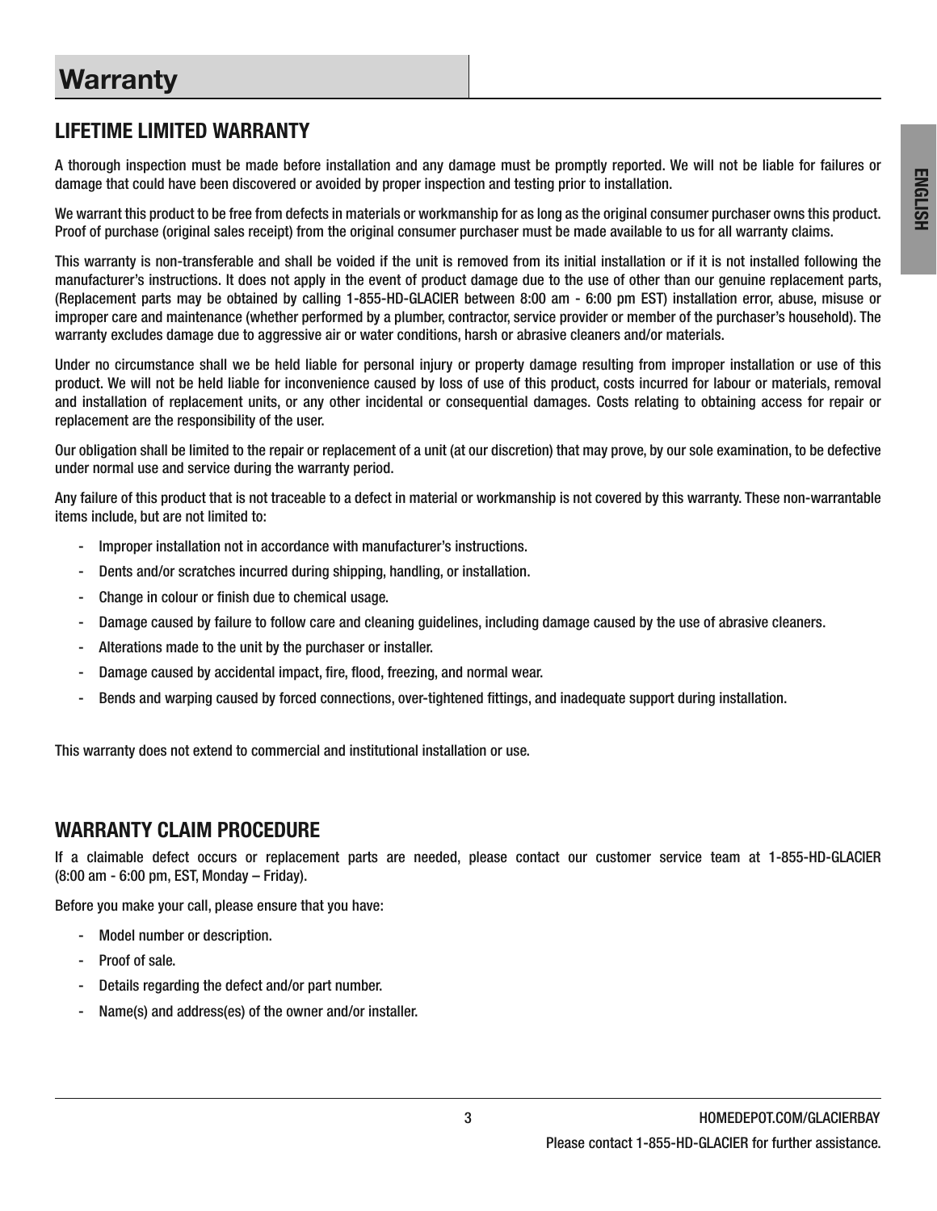# Warranty

## LIFETIME LIMITED WARRANTY

A thorough inspection must be made before installation and any damage must be promptly reported. We will not be liable for failures or damage that could have been discovered or avoided by proper inspection and testing prior to installation.

We warrant this product to be free from defects in materials or workmanship for as long as the original consumer purchaser owns this product. Proof of purchase (original sales receipt) from the original consumer purchaser must be made available to us for all warranty claims.

This warranty is non-transferable and shall be voided if the unit is removed from its initial installation or if it is not installed following the manufacturer's instructions. It does not apply in the event of product damage due to the use of other than our genuine replacement parts, (Replacement parts may be obtained by calling 1-855-HD-GLACIER between 8:00 am - 6:00 pm EST) installation error, abuse, misuse or improper care and maintenance (whether performed by a plumber, contractor, service provider or member of the purchaser's household). The warranty excludes damage due to aggressive air or water conditions, harsh or abrasive cleaners and/or materials.

Under no circumstance shall we be held liable for personal injury or property damage resulting from improper installation or use of this product. We will not be held liable for inconvenience caused by loss of use of this product, costs incurred for labour or materials, removal and installation of replacement units, or any other incidental or consequential damages. Costs relating to obtaining access for repair or replacement are the responsibility of the user.

Our obligation shall be limited to the repair or replacement of a unit (at our discretion) that may prove, by our sole examination, to be defective under normal use and service during the warranty period.

Any failure of this product that is not traceable to a defect in material or workmanship is not covered by this warranty. These non-warrantable items include, but are not limited to:

- Improper installation not in accordance with manufacturer's instructions.
- Dents and/or scratches incurred during shipping, handling, or installation.
- Change in colour or finish due to chemical usage.
- Damage caused by failure to follow care and cleaning guidelines, including damage caused by the use of abrasive cleaners.
- Alterations made to the unit by the purchaser or installer.
- Damage caused by accidental impact, fire, flood, freezing, and normal wear.
- Bends and warping caused by forced connections, over-tightened fittings, and inadequate support during installation.

This warranty does not extend to commercial and institutional installation or use.

## WARRANTY CLAIM PROCEDURE

If a claimable defect occurs or replacement parts are needed, please contact our customer service team at 1-855-HD-GLACIER (8:00 am - 6:00 pm, EST, Monday – Friday).

Before you make your call, please ensure that you have:

- Model number or description.
- Proof of sale.
- Details regarding the defect and/or part number.
- Name(s) and address(es) of the owner and/or installer.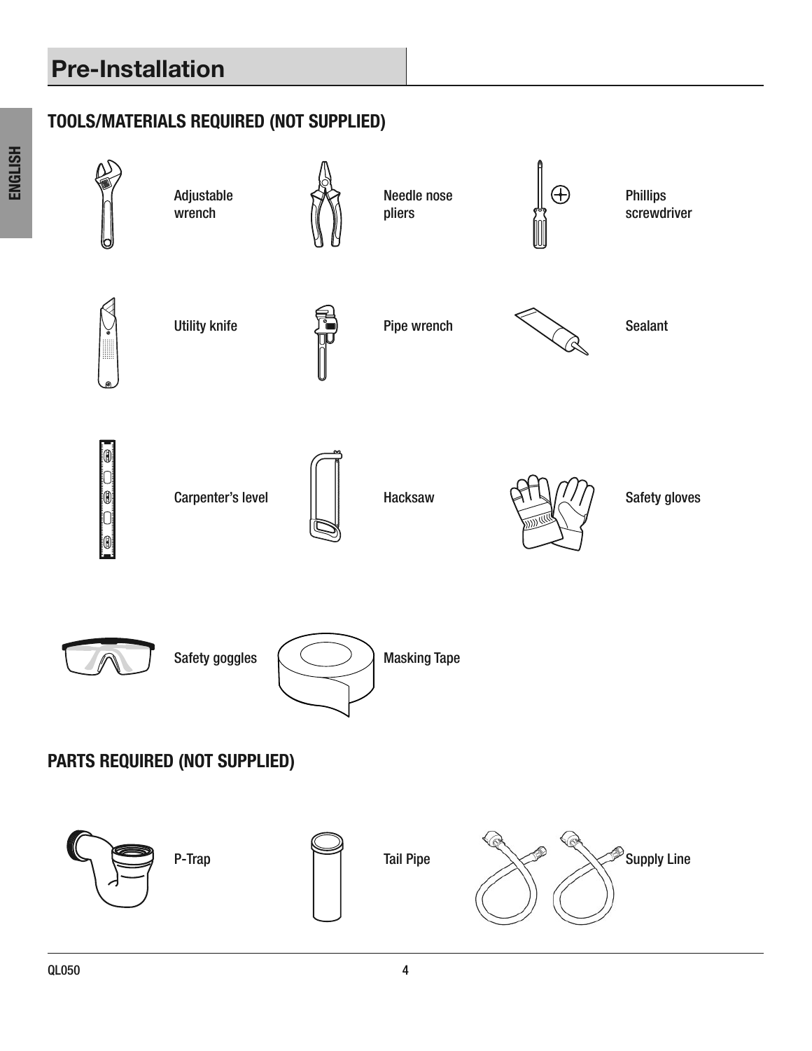# Pre-Installation

## TOOLS/MATERIALS REQUIRED (NOT SUPPLIED)

- Adjustable wrench
- Needle nose pliers
- Phillips screwdriver
- Utility knife
- Pipe wrench
- Sealant
- Carpenter's level
- Hacksaw
- Safety gloves
- Safety goggles
- Masking Tape

## PARTS REQUIRED (NOT SUPPLIED)

- P-Trap
- Tail Pipe
- Supply Line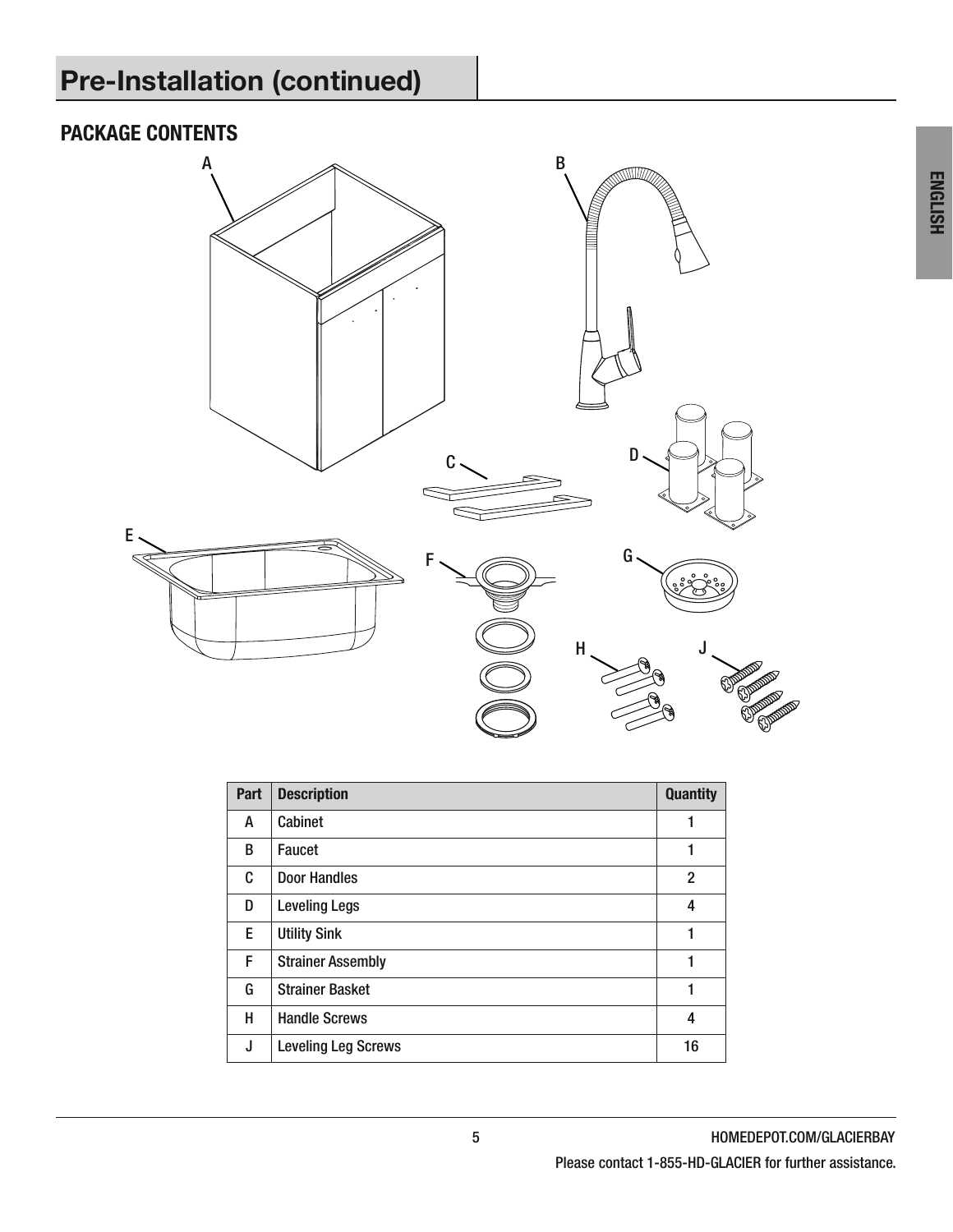# Pre-Installation (continued)

## PACKAGE CONTENTS

| Part | Description | Quantity |
|---|---|---|
| A | Cabinet | 1 |
| B | Faucet | 1 |
| C | Door Handles | 2 |
| D | Leveling Legs | 4 |
| E | Utility Sink | 1 |
| F | Strainer Assembly | 1 |
| G | Strainer Basket | 1 |
| H | Handle Screws | 4 |
| J | Leveling Leg Screws | 16 |

Please contact 1-855-HD-GLACIER for further assistance.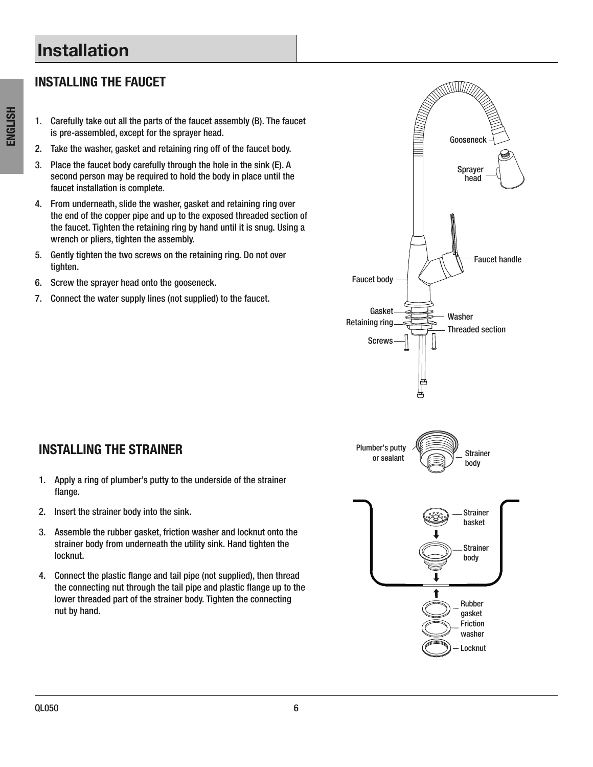# Installation

## INSTALLING THE FAUCET

1. Carefully take out all the parts of the faucet assembly (B). The faucet is pre-assembled, except for the sprayer head.
2. Take the washer, gasket and retaining ring off of the faucet body.
3. Place the faucet body carefully through the hole in the sink (E). A second person may be required to hold the body in place until the faucet installation is complete.
4. From underneath, slide the washer, gasket and retaining ring over the end of the copper pipe and up to the exposed threaded section of the faucet. Tighten the retaining ring by hand until it is snug. Using a wrench or pliers, tighten the assembly.
5. Gently tighten the two screws on the retaining ring. Do not over tighten.
6. Screw the sprayer head onto the gooseneck.
7. Connect the water supply lines (not supplied) to the faucet.

Gooseneck
Sprayer head
Faucet handle
Faucet body
Gasket
Washer
Retaining ring
Threaded section
Screws

## INSTALLING THE STRAINER

1. Apply a ring of plumber's putty to the underside of the strainer flange.
2. Insert the strainer body into the sink.
3. Assemble the rubber gasket, friction washer and locknut onto the strainer body from underneath the utility sink. Hand tighten the locknut.
4. Connect the plastic flange and tail pipe (not supplied), then thread the connecting nut through the tail pipe and plastic flange up to the lower threaded part of the strainer body. Tighten the connecting nut by hand.

Plumber's putty or sealant
Strainer body
Strainer basket
Strainer body
Rubber gasket
Friction washer
Locknut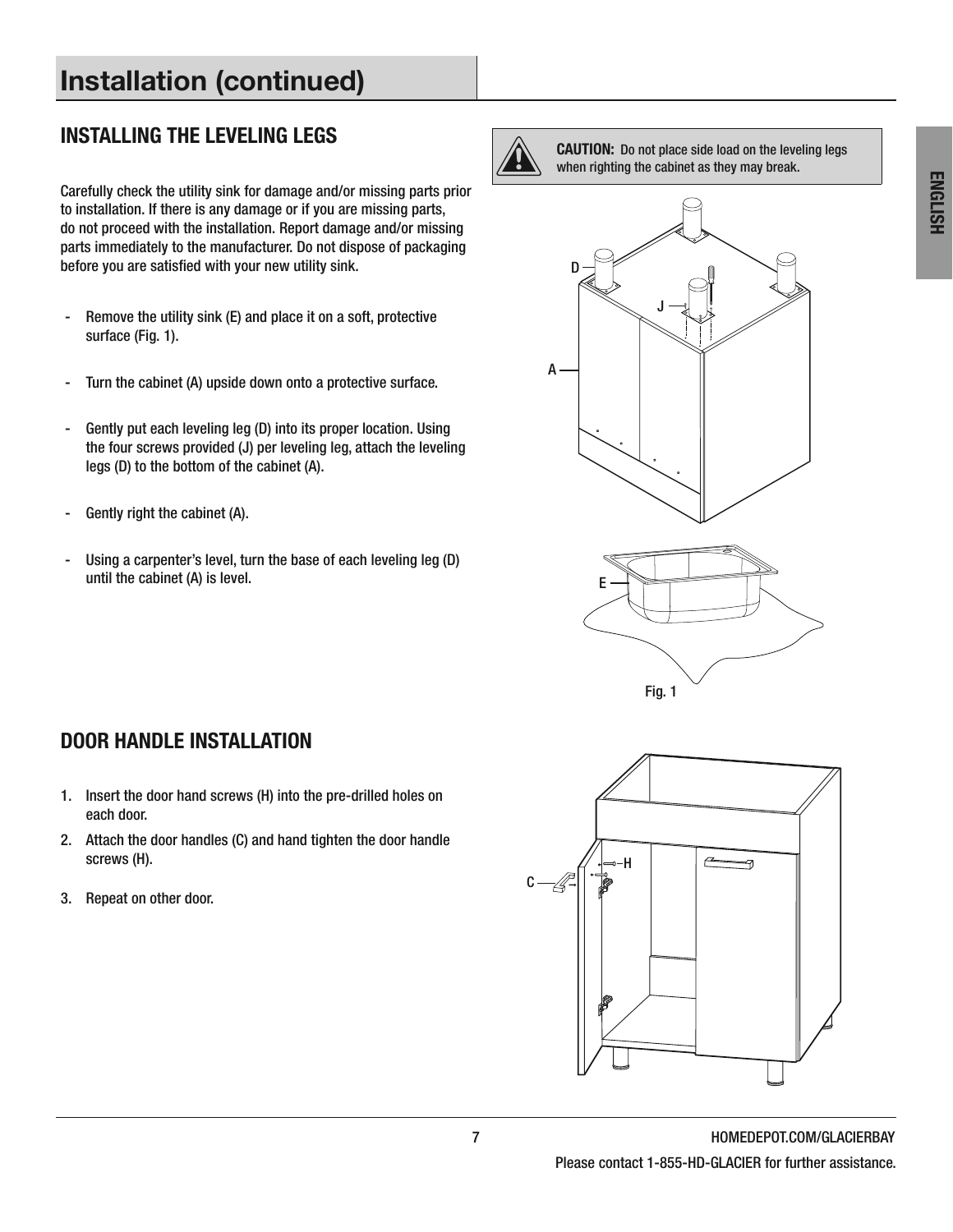# Installation (continued)

## INSTALLING THE LEVELING LEGS

Carefully check the utility sink for damage and/or missing parts prior to installation. If there is any damage or if you are missing parts, do not proceed with the installation. Report damage and/or missing parts immediately to the manufacturer. Do not dispose of packaging before you are satisfied with your new utility sink.

- Remove the utility sink (E) and place it on a soft, protective surface (Fig. 1).
- Turn the cabinet (A) upside down onto a protective surface.
- Gently put each leveling leg (D) into its proper location. Using the four screws provided (J) per leveling leg, attach the leveling legs (D) to the bottom of the cabinet (A).
- Gently right the cabinet (A).
- Using a carpenter's level, turn the base of each leveling leg (D) until the cabinet (A) is level.

**CAUTION:** Do not place side load on the leveling legs when righting the cabinet as they may break.

Fig. 1

## DOOR HANDLE INSTALLATION

1. Insert the door hand screws (H) into the pre-drilled holes on each door.
2. Attach the door handles (C) and hand tighten the door handle screws (H).
3. Repeat on other door.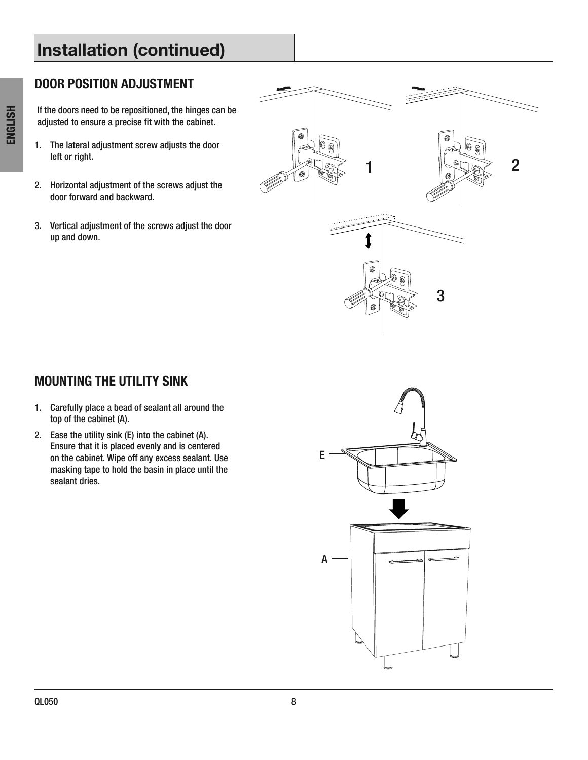# Installation (continued)

## DOOR POSITION ADJUSTMENT

If the doors need to be repositioned, the hinges can be adjusted to ensure a precise fit with the cabinet.

1. The lateral adjustment screw adjusts the door left or right.
2. Horizontal adjustment of the screws adjust the door forward and backward.
3. Vertical adjustment of the screws adjust the door up and down.

## MOUNTING THE UTILITY SINK

1. Carefully place a bead of sealant all around the top of the cabinet (A).
2. Ease the utility sink (E) into the cabinet (A). Ensure that it is placed evenly and is centered on the cabinet. Wipe off any excess sealant. Use masking tape to hold the basin in place until the sealant dries.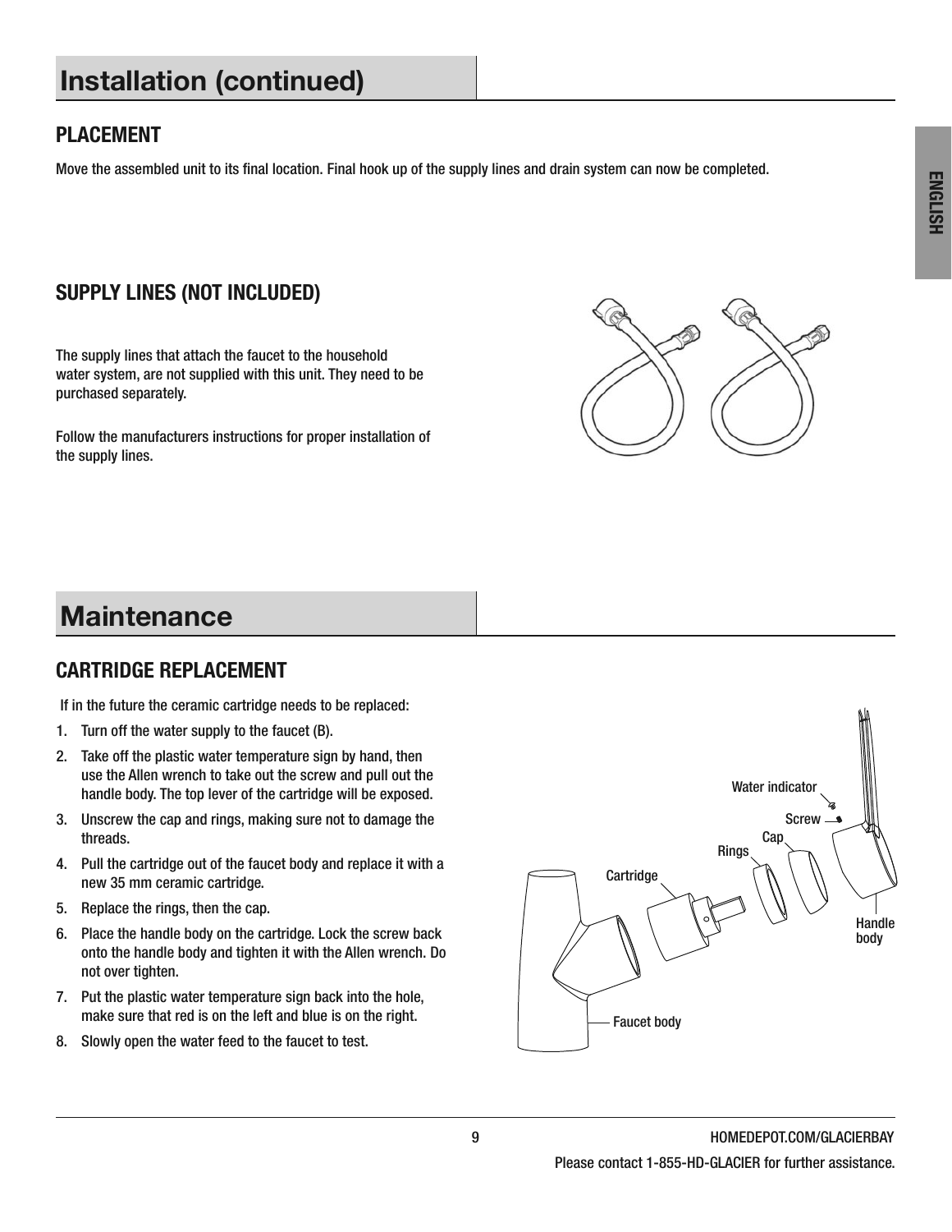# Installation (continued)

## PLACEMENT

Move the assembled unit to its final location. Final hook up of the supply lines and drain system can now be completed.

## SUPPLY LINES (NOT INCLUDED)

The supply lines that attach the faucet to the household water system, are not supplied with this unit. They need to be purchased separately.

Follow the manufacturers instructions for proper installation of the supply lines.

# Maintenance

## CARTRIDGE REPLACEMENT

If in the future the ceramic cartridge needs to be replaced:

1. Turn off the water supply to the faucet (B).
2. Take off the plastic water temperature sign by hand, then use the Allen wrench to take out the screw and pull out the handle body. The top lever of the cartridge will be exposed.
3. Unscrew the cap and rings, making sure not to damage the threads.
4. Pull the cartridge out of the faucet body and replace it with a new 35 mm ceramic cartridge.
5. Replace the rings, then the cap.
6. Place the handle body on the cartridge. Lock the screw back onto the handle body and tighten it with the Allen wrench. Do not over tighten.
7. Put the plastic water temperature sign back into the hole, make sure that red is on the left and blue is on the right.
8. Slowly open the water feed to the faucet to test.

Water indicator
Screw
Cap
Rings
Cartridge
Handle body
Faucet body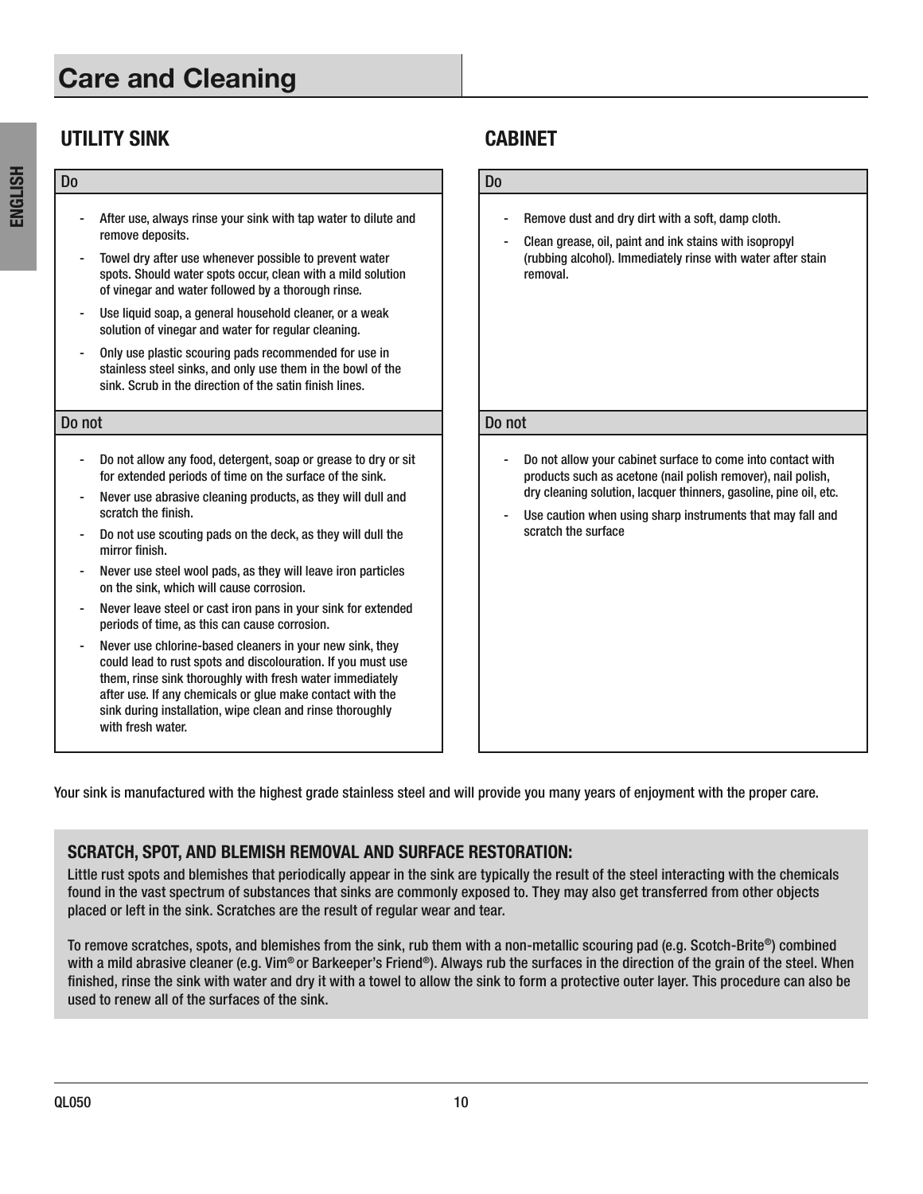# Care and Cleaning

## UTILITY SINK

### Do

- After use, always rinse your sink with tap water to dilute and remove deposits.
- Towel dry after use whenever possible to prevent water spots. Should water spots occur, clean with a mild solution of vinegar and water followed by a thorough rinse.
- Use liquid soap, a general household cleaner, or a weak solution of vinegar and water for regular cleaning.
- Only use plastic scouring pads recommended for use in stainless steel sinks, and only use them in the bowl of the sink. Scrub in the direction of the satin finish lines.

### Do not

- Do not allow any food, detergent, soap or grease to dry or sit for extended periods of time on the surface of the sink.
- Never use abrasive cleaning products, as they will dull and scratch the finish.
- Do not use scouting pads on the deck, as they will dull the mirror finish.
- Never use steel wool pads, as they will leave iron particles on the sink, which will cause corrosion.
- Never leave steel or cast iron pans in your sink for extended periods of time, as this can cause corrosion.
- Never use chlorine-based cleaners in your new sink, they could lead to rust spots and discolouration. If you must use them, rinse sink thoroughly with fresh water immediately after use. If any chemicals or glue make contact with the sink during installation, wipe clean and rinse thoroughly with fresh water.

## CABINET

### Do

- Remove dust and dry dirt with a soft, damp cloth.
- Clean grease, oil, paint and ink stains with isopropyl (rubbing alcohol). Immediately rinse with water after stain removal.

### Do not

- Do not allow your cabinet surface to come into contact with products such as acetone (nail polish remover), nail polish, dry cleaning solution, lacquer thinners, gasoline, pine oil, etc.
- Use caution when using sharp instruments that may fall and scratch the surface

Your sink is manufactured with the highest grade stainless steel and will provide you many years of enjoyment with the proper care.

### SCRATCH, SPOT, AND BLEMISH REMOVAL AND SURFACE RESTORATION:

Little rust spots and blemishes that periodically appear in the sink are typically the result of the steel interacting with the chemicals found in the vast spectrum of substances that sinks are commonly exposed to. They may also get transferred from other objects placed or left in the sink. Scratches are the result of regular wear and tear.

To remove scratches, spots, and blemishes from the sink, rub them with a non-metallic scouring pad (e.g. Scotch-Brite®) combined with a mild abrasive cleaner (e.g. Vim® or Barkeeper's Friend®). Always rub the surfaces in the direction of the grain of the steel. When finished, rinse the sink with water and dry it with a towel to allow the sink to form a protective outer layer. This procedure can also be used to renew all of the surfaces of the sink.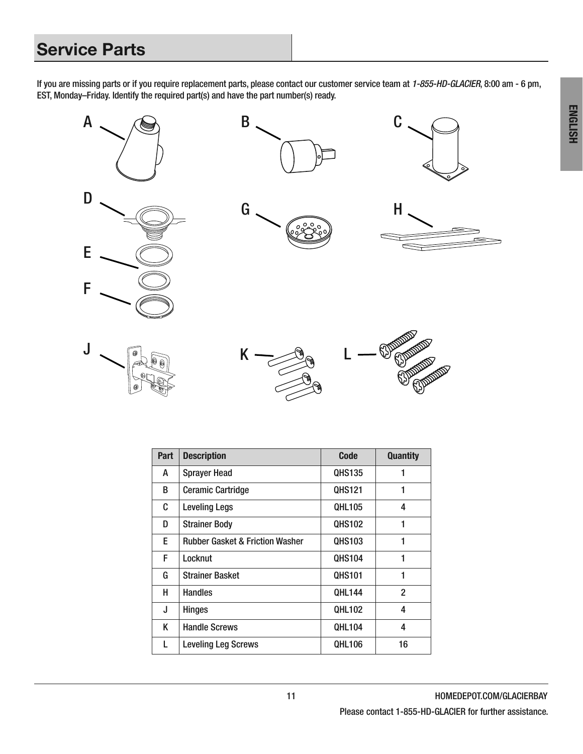## Service Parts

If you are missing parts or if you require replacement parts, please contact our customer service team at *1-855-HD-GLACIER*, 8:00 am - 6 pm, EST, Monday–Friday. Identify the required part(s) and have the part number(s) ready.

| Part | Description | Code | Quantity |
|---|---|---|---|
| A | Sprayer Head | QHS135 | 1 |
| B | Ceramic Cartridge | QHS121 | 1 |
| C | Leveling Legs | QHL105 | 4 |
| D | Strainer Body | QHS102 | 1 |
| E | Rubber Gasket & Friction Washer | QHS103 | 1 |
| F | Locknut | QHS104 | 1 |
| G | Strainer Basket | QHS101 | 1 |
| H | Handles | QHL144 | 2 |
| J | Hinges | QHL102 | 4 |
| K | Handle Screws | QHL104 | 4 |
| L | Leveling Leg Screws | QHL106 | 16 |

Please contact 1-855-HD-GLACIER for further assistance.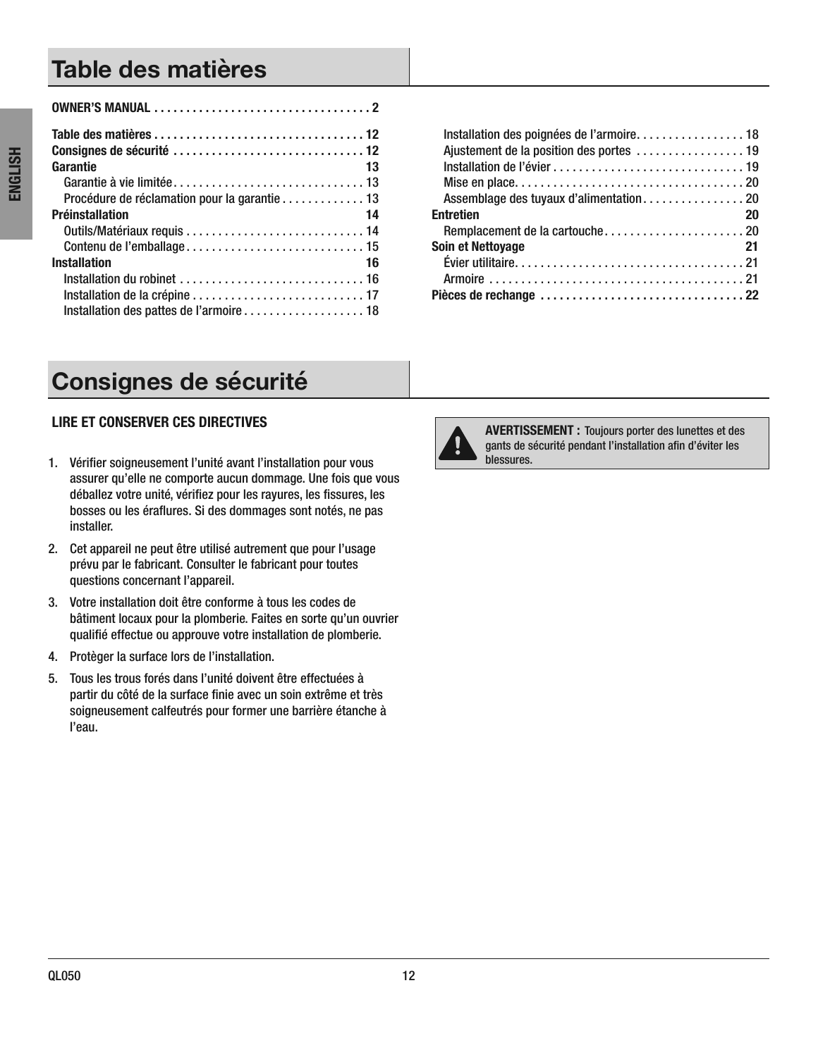# Table des matières

**OWNER'S MANUAL . . . . . . . . . . . . . . . . . . . . . . . . . . . . . . . . . 2**

**Table des matières . . . . . . . . . . . . . . . . . . . . . . . . . . . . . . . . 12**
**Consignes de sécurité . . . . . . . . . . . . . . . . . . . . . . . . . . . . . 12**
**Garantie 13**
- Garantie à vie limitée . . . . . . . . . . . . . . . . . . . . . . . . . . . . . 13
- Procédure de réclamation pour la garantie . . . . . . . . . . . . 13

**Préinstallation 14**
- Outils/Matériaux requis . . . . . . . . . . . . . . . . . . . . . . . . . . . 14
- Contenu de l'emballage . . . . . . . . . . . . . . . . . . . . . . . . . . . 15

**Installation 16**
- Installation du robinet . . . . . . . . . . . . . . . . . . . . . . . . . . . . 16
- Installation de la crépine . . . . . . . . . . . . . . . . . . . . . . . . . . 17
- Installation des pattes de l'armoire . . . . . . . . . . . . . . . . . . 18
- Installation des poignées de l'armoire . . . . . . . . . . . . . . . . 18
- Ajustement de la position des portes . . . . . . . . . . . . . . . . 19
- Installation de l'évier . . . . . . . . . . . . . . . . . . . . . . . . . . . . . 19
- Mise en place . . . . . . . . . . . . . . . . . . . . . . . . . . . . . . . . . . . 20
- Assemblage des tuyaux d'alimentation . . . . . . . . . . . . . . . 20

**Entretien 20**
- Remplacement de la cartouche . . . . . . . . . . . . . . . . . . . . . 20

**Soin et Nettoyage 21**
- Évier utilitaire . . . . . . . . . . . . . . . . . . . . . . . . . . . . . . . . . . . 21
- Armoire . . . . . . . . . . . . . . . . . . . . . . . . . . . . . . . . . . . . . . . 21

**Pièces de rechange . . . . . . . . . . . . . . . . . . . . . . . . . . . . . . . 22**

# Consignes de sécurité

**LIRE ET CONSERVER CES DIRECTIVES**

1. Vérifier soigneusement l'unité avant l'installation pour vous assurer qu'elle ne comporte aucun dommage. Une fois que vous déballez votre unité, vérifiez pour les rayures, les fissures, les bosses ou les éraflures. Si des dommages sont notés, ne pas installer.
2. Cet appareil ne peut être utilisé autrement que pour l'usage prévu par le fabricant. Consulter le fabricant pour toutes questions concernant l'appareil.
3. Votre installation doit être conforme à tous les codes de bâtiment locaux pour la plomberie. Faites en sorte qu'un ouvrier qualifié effectue ou approuve votre installation de plomberie.
4. Protèger la surface lors de l'installation.
5. Tous les trous forés dans l'unité doivent être effectuées à partir du côté de la surface finie avec un soin extrême et très soigneusement calfeutrés pour former une barrière étanche à l'eau.

**AVERTISSEMENT :** Toujours porter des lunettes et des gants de sécurité pendant l'installation afin d'éviter les blessures.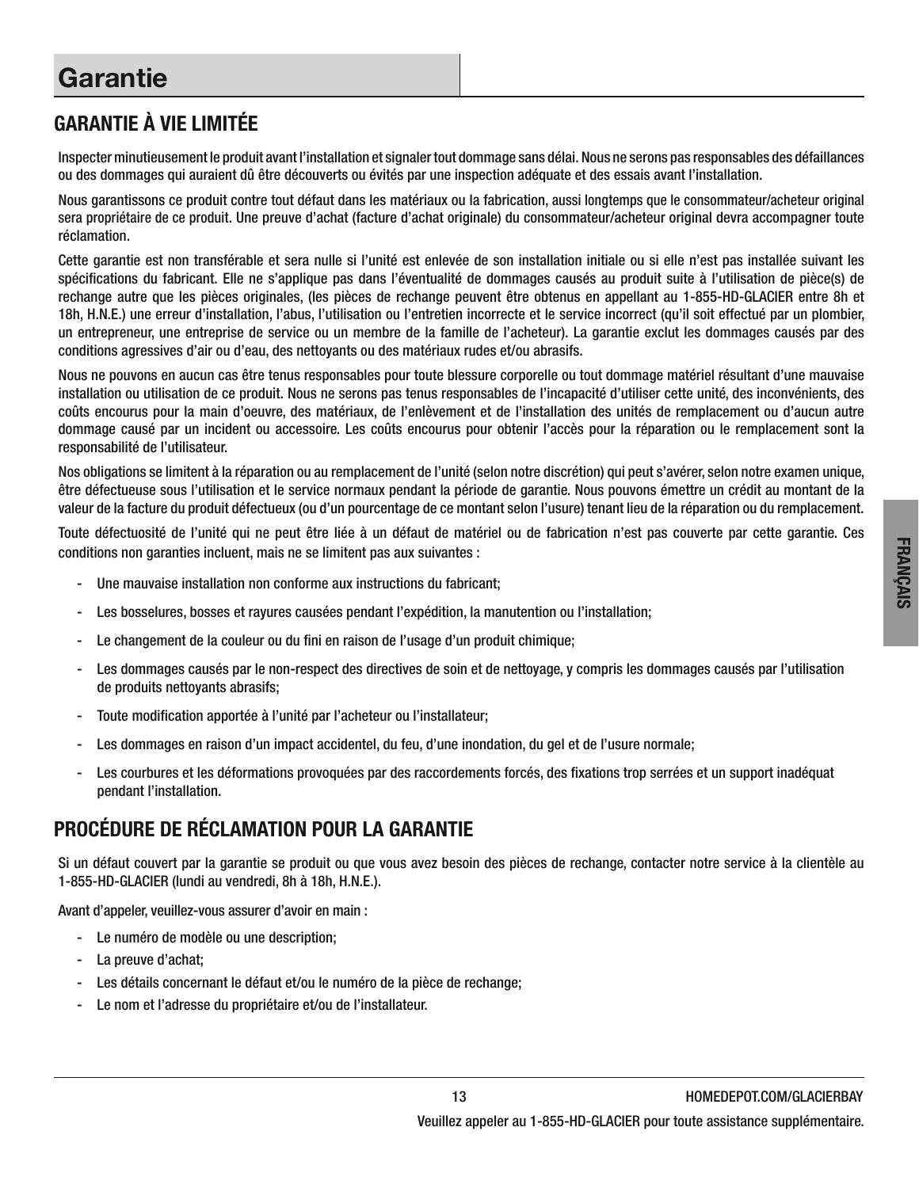# Garantie

## GARANTIE À VIE LIMITÉE

Inspecter minutieusement le produit avant l'installation et signaler tout dommage sans délai. Nous ne serons pas responsables des défaillances ou des dommages qui auraient dû être découverts ou évités par une inspection adéquate et des essais avant l'installation.

Nous garantissons ce produit contre tout défaut dans les matériaux ou la fabrication, aussi longtemps que le consommateur/acheteur original sera propriétaire de ce produit. Une preuve d'achat (facture d'achat originale) du consommateur/acheteur original devra accompagner toute réclamation.

Cette garantie est non transférable et sera nulle si l'unité est enlevée de son installation initiale ou si elle n'est pas installée suivant les spécifications du fabricant. Elle ne s'applique pas dans l'éventualité de dommages causés au produit suite à l'utilisation de pièce(s) de rechange autre que les pièces originales, (les pièces de rechange peuvent être obtenus en appellant au 1-855-HD-GLACIER entre 8h et 18h, H.N.E.) une erreur d'installation, l'abus, l'utilisation ou l'entretien incorrecte et le service incorrect (qu'il soit effectué par un plombier, un entrepreneur, une entreprise de service ou un membre de la famille de l'acheteur). La garantie exclut les dommages causés par des conditions agressives d'air ou d'eau, des nettoyants ou des matériaux rudes et/ou abrasifs.

Nous ne pouvons en aucun cas être tenus responsables pour toute blessure corporelle ou tout dommage matériel résultant d'une mauvaise installation ou utilisation de ce produit. Nous ne serons pas tenus responsables de l'incapacité d'utiliser cette unité, des inconvénients, des coûts encourus pour la main d'oeuvre, des matériaux, de l'enlèvement et de l'installation des unités de remplacement ou d'aucun autre dommage causé par un incident ou accessoire. Les coûts encourus pour obtenir l'accès pour la réparation ou le remplacement sont la responsabilité de l'utilisateur.

Nos obligations se limitent à la réparation ou au remplacement de l'unité (selon notre discrétion) qui peut s'avérer, selon notre examen unique, être défectueuse sous l'utilisation et le service normaux pendant la période de garantie. Nous pouvons émettre un crédit au montant de la valeur de la facture du produit défectueux (ou d'un pourcentage de ce montant selon l'usure) tenant lieu de la réparation ou du remplacement.

Toute défectuosité de l'unité qui ne peut être liée à un défaut de matériel ou de fabrication n'est pas couverte par cette garantie. Ces conditions non garanties incluent, mais ne se limitent pas aux suivantes :

- Une mauvaise installation non conforme aux instructions du fabricant;
- Les bosselures, bosses et rayures causées pendant l'expédition, la manutention ou l'installation;
- Le changement de la couleur ou du fini en raison de l'usage d'un produit chimique;
- Les dommages causés par le non-respect des directives de soin et de nettoyage, y compris les dommages causés par l'utilisation de produits nettoyants abrasifs;
- Toute modification apportée à l'unité par l'acheteur ou l'installateur;
- Les dommages en raison d'un impact accidentel, du feu, d'une inondation, du gel et de l'usure normale;
- Les courbures et les déformations provoquées par des raccordements forcés, des fixations trop serrées et un support inadéquat pendant l'installation.

## PROCÉDURE DE RÉCLAMATION POUR LA GARANTIE

Si un défaut couvert par la garantie se produit ou que vous avez besoin des pièces de rechange, contacter notre service à la clientèle au 1-855-HD-GLACIER (lundi au vendredi, 8h à 18h, H.N.E.).

Avant d'appeler, veuillez-vous assurer d'avoir en main :

- Le numéro de modèle ou une description;
- La preuve d'achat;
- Les détails concernant le défaut et/ou le numéro de la pièce de rechange;
- Le nom et l'adresse du propriétaire et/ou de l'installateur.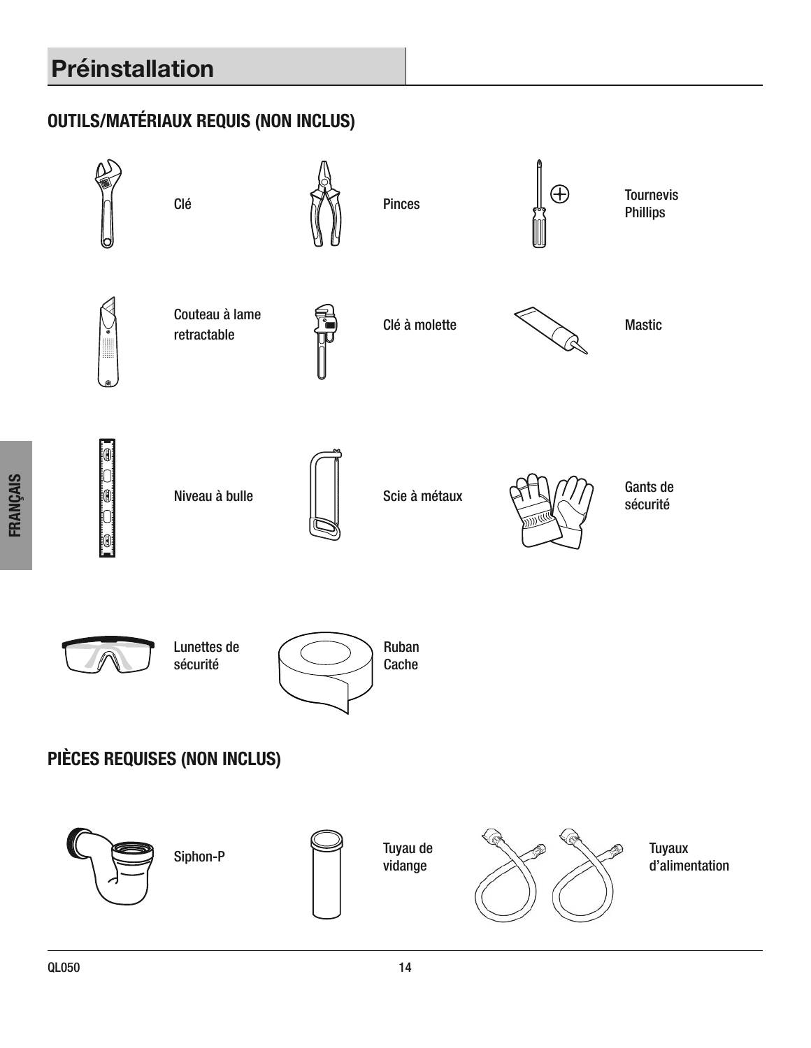# Préinstallation

## OUTILS/MATÉRIAUX REQUIS (NON INCLUS)

- Clé
- Pinces
- Tournevis Phillips
- Couteau à lame retractable
- Clé à molette
- Mastic
- Niveau à bulle
- Scie à métaux
- Gants de sécurité
- Lunettes de sécurité
- Ruban Cache

## PIÈCES REQUISES (NON INCLUS)

- Siphon-P
- Tuyau de vidange
- Tuyaux d'alimentation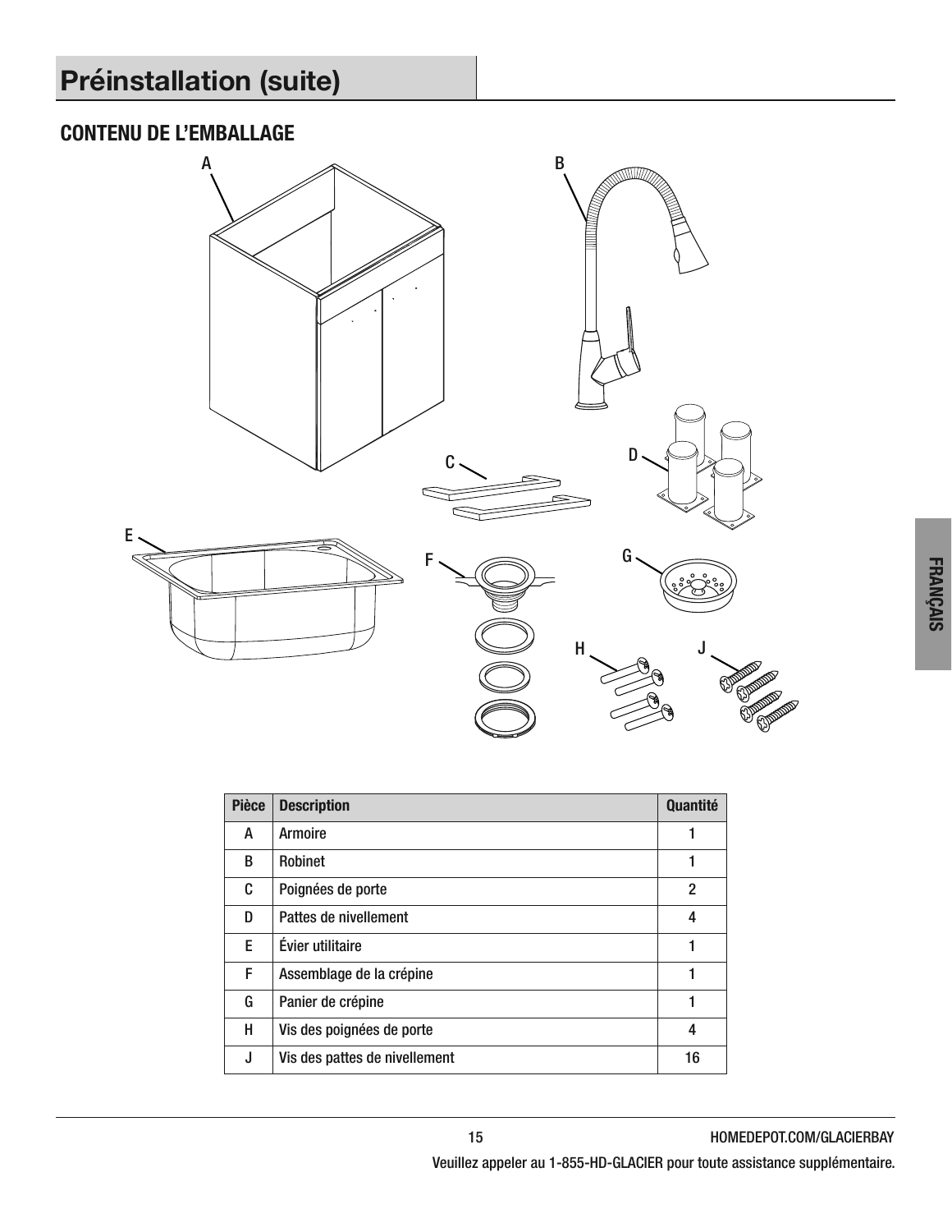# Préinstallation (suite)

## CONTENU DE L'EMBALLAGE

| Pièce | Description | Quantité |
|---|---|---|
| A | Armoire | 1 |
| B | Robinet | 1 |
| C | Poignées de porte | 2 |
| D | Pattes de nivellement | 4 |
| E | Évier utilitaire | 1 |
| F | Assemblage de la crépine | 1 |
| G | Panier de crépine | 1 |
| H | Vis des poignées de porte | 4 |
| J | Vis des pattes de nivellement | 16 |

Veuillez appeler au 1-855-HD-GLACIER pour toute assistance supplémentaire.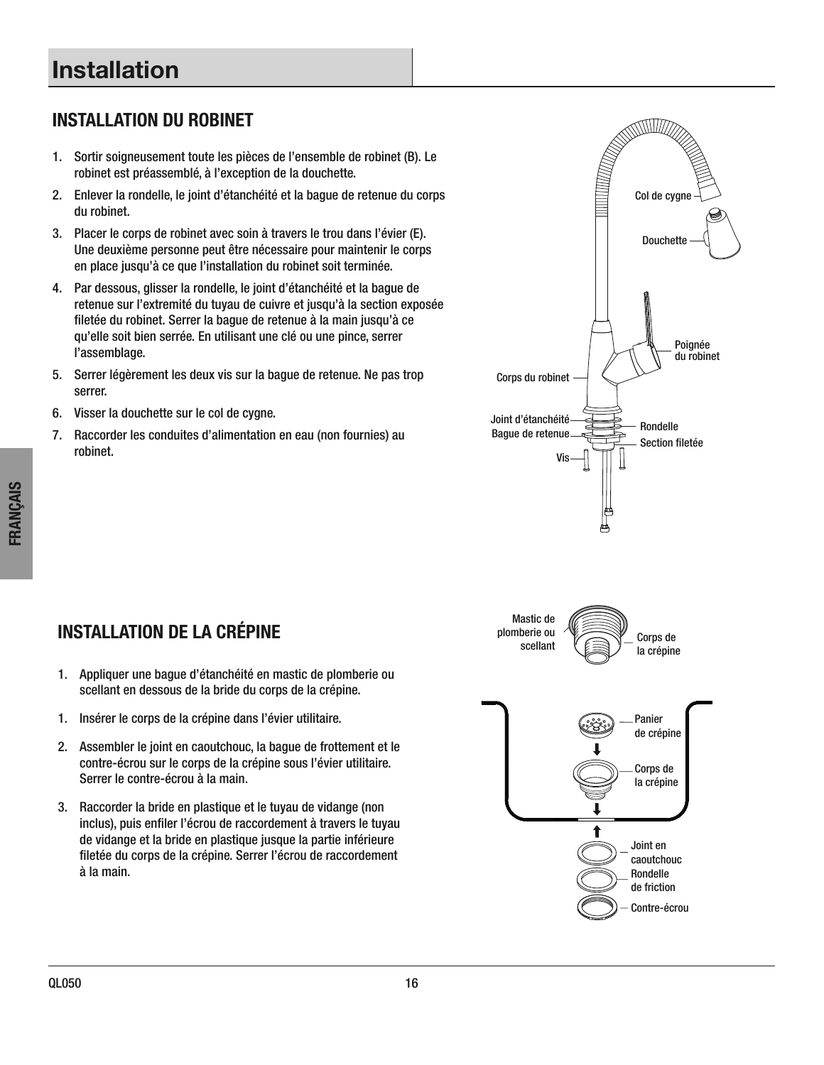# Installation

## INSTALLATION DU ROBINET

1. Sortir soigneusement toute les pièces de l'ensemble de robinet (B). Le robinet est préassemblé, à l'exception de la douchette.
2. Enlever la rondelle, le joint d'étanchéité et la bague de retenue du corps du robinet.
3. Placer le corps de robinet avec soin à travers le trou dans l'évier (E). Une deuxième personne peut être nécessaire pour maintenir le corps en place jusqu'à ce que l'installation du robinet soit terminée.
4. Par dessous, glisser la rondelle, le joint d'étanchéité et la bague de retenue sur l'extremité du tuyau de cuivre et jusqu'à la section exposée filetée du robinet. Serrer la bague de retenue à la main jusqu'à ce qu'elle soit bien serrée. En utilisant une clé ou une pince, serrer l'assemblage.
5. Serrer légèrement les deux vis sur la bague de retenue. Ne pas trop serrer.
6. Visser la douchette sur le col de cygne.
7. Raccorder les conduites d'alimentation en eau (non fournies) au robinet.

Col de cygne
Douchette
Poignée du robinet
Corps du robinet
Joint d'étanchéité
Bague de retenue
Rondelle
Section filetée
Vis

## INSTALLATION DE LA CRÉPINE

1. Appliquer une bague d'étanchéité en mastic de plomberie ou scellant en dessous de la bride du corps de la crépine.
1. Insérer le corps de la crépine dans l'évier utilitaire.
2. Assembler le joint en caoutchouc, la bague de frottement et le contre-écrou sur le corps de la crépine sous l'évier utilitaire. Serrer le contre-écrou à la main.
3. Raccorder la bride en plastique et le tuyau de vidange (non inclus), puis enfiler l'écrou de raccordement à travers le tuyau de vidange et la bride en plastique jusque la partie inférieure filetée du corps de la crépine. Serrer l'écrou de raccordement à la main.

Mastic de plomberie ou scellant
Corps de la crépine
Panier de crépine
Corps de la crépine
Joint en caoutchouc
Rondelle de friction
Contre-écrou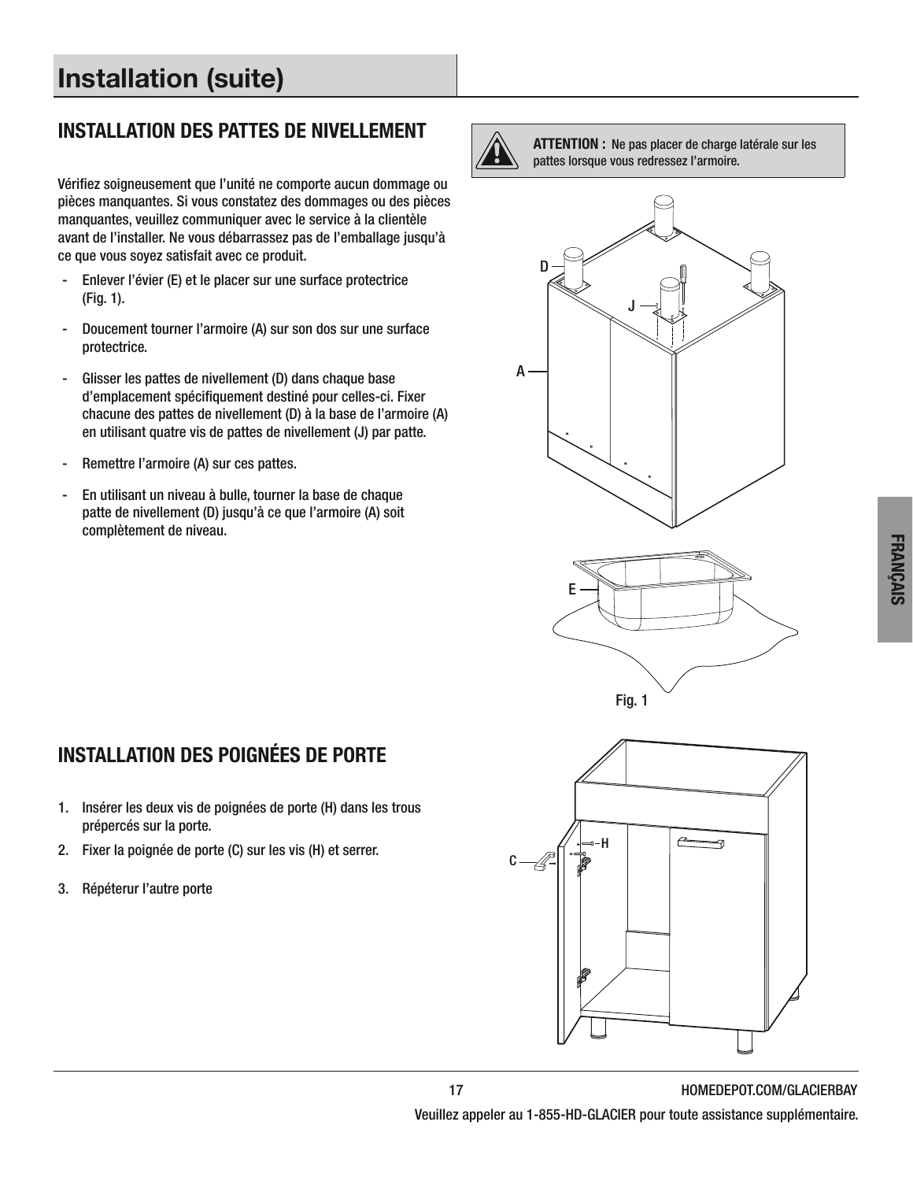# Installation (suite)

## INSTALLATION DES PATTES DE NIVELLEMENT

Vérifiez soigneusement que l'unité ne comporte aucun dommage ou pièces manquantes. Si vous constatez des dommages ou des pièces manquantes, veuillez communiquer avec le service à la clientèle avant de l'installer. Ne vous débarrassez pas de l'emballage jusqu'à ce que vous soyez satisfait avec ce produit.

- Enlever l'évier (E) et le placer sur une surface protectrice (Fig. 1).
- Doucement tourner l'armoire (A) sur son dos sur une surface protectrice.
- Glisser les pattes de nivellement (D) dans chaque base d'emplacement spécifiquement destiné pour celles-ci. Fixer chacune des pattes de nivellement (D) à la base de l'armoire (A) en utilisant quatre vis de pattes de nivellement (J) par patte.
- Remettre l'armoire (A) sur ces pattes.
- En utilisant un niveau à bulle, tourner la base de chaque patte de nivellement (D) jusqu'à ce que l'armoire (A) soit complètement de niveau.

**ATTENTION :** Ne pas placer de charge latérale sur les pattes lorsque vous redressez l'armoire.

Fig. 1

## INSTALLATION DES POIGNÉES DE PORTE

1. Insérer les deux vis de poignées de porte (H) dans les trous prépercés sur la porte.
2. Fixer la poignée de porte (C) sur les vis (H) et serrer.
3. Répéterur l'autre porte

Veuillez appeler au 1-855-HD-GLACIER pour toute assistance supplémentaire.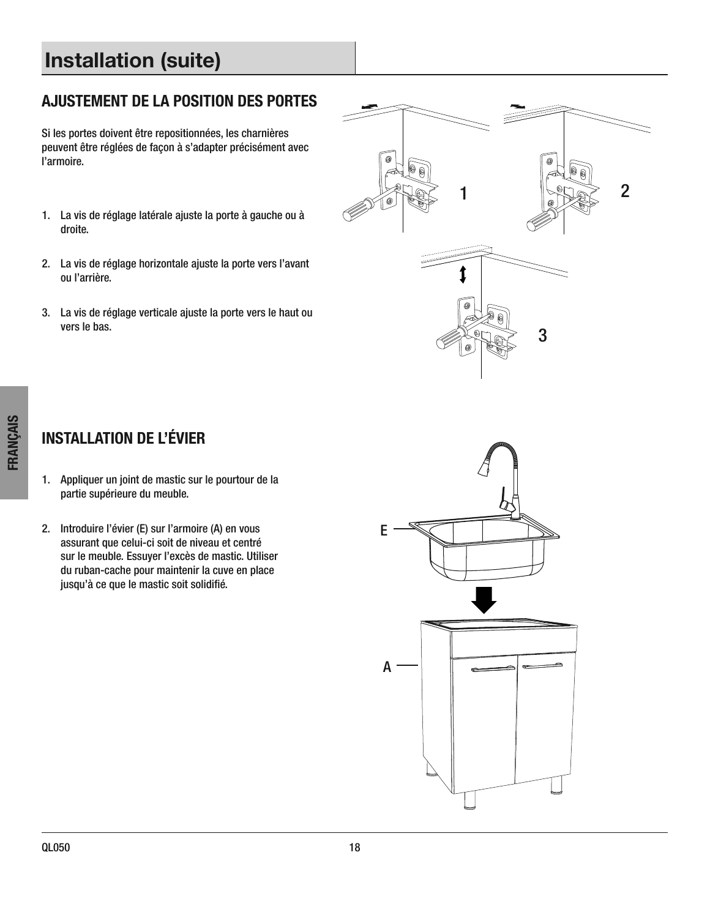# Installation (suite)

## AJUSTEMENT DE LA POSITION DES PORTES

Si les portes doivent être repositionnées, les charnières peuvent être réglées de façon à s'adapter précisément avec l'armoire.

1. La vis de réglage latérale ajuste la porte à gauche ou à droite.
2. La vis de réglage horizontale ajuste la porte vers l'avant ou l'arrière.
3. La vis de réglage verticale ajuste la porte vers le haut ou vers le bas.

## INSTALLATION DE L'ÉVIER

1. Appliquer un joint de mastic sur le pourtour de la partie supérieure du meuble.
2. Introduire l'évier (E) sur l'armoire (A) en vous assurant que celui-ci soit de niveau et centré sur le meuble. Essuyer l'excès de mastic. Utiliser du ruban-cache pour maintenir la cuve en place jusqu'à ce que le mastic soit solidifié.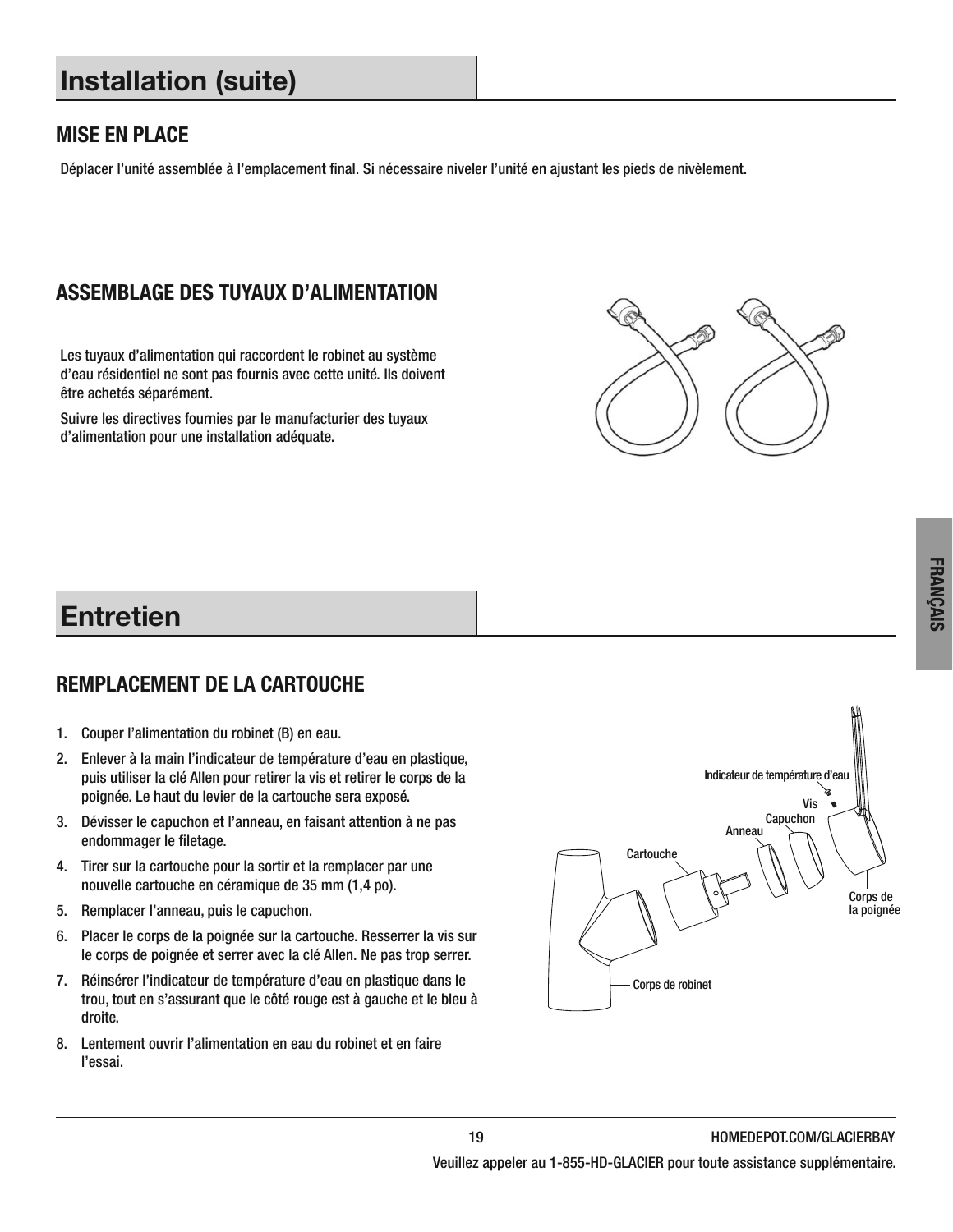# Installation (suite)

## MISE EN PLACE

Déplacer l'unité assemblée à l'emplacement final. Si nécessaire niveler l'unité en ajustant les pieds de nivèlement.

## ASSEMBLAGE DES TUYAUX D'ALIMENTATION

Les tuyaux d'alimentation qui raccordent le robinet au système d'eau résidentiel ne sont pas fournis avec cette unité. Ils doivent être achetés séparément.

Suivre les directives fournies par le manufacturier des tuyaux d'alimentation pour une installation adéquate.

# Entretien

## REMPLACEMENT DE LA CARTOUCHE

1. Couper l'alimentation du robinet (B) en eau.
2. Enlever à la main l'indicateur de température d'eau en plastique, puis utiliser la clé Allen pour retirer la vis et retirer le corps de la poignée. Le haut du levier de la cartouche sera exposé.
3. Dévisser le capuchon et l'anneau, en faisant attention à ne pas endommager le filetage.
4. Tirer sur la cartouche pour la sortir et la remplacer par une nouvelle cartouche en céramique de 35 mm (1,4 po).
5. Remplacer l'anneau, puis le capuchon.
6. Placer le corps de la poignée sur la cartouche. Resserrer la vis sur le corps de poignée et serrer avec la clé Allen. Ne pas trop serrer.
7. Réinsérer l'indicateur de température d'eau en plastique dans le trou, tout en s'assurant que le côté rouge est à gauche et le bleu à droite.
8. Lentement ouvrir l'alimentation en eau du robinet et en faire l'essai.

Indicateur de température d'eau

Vis

Capuchon

Anneau

Cartouche

Corps de la poignée

Corps de robinet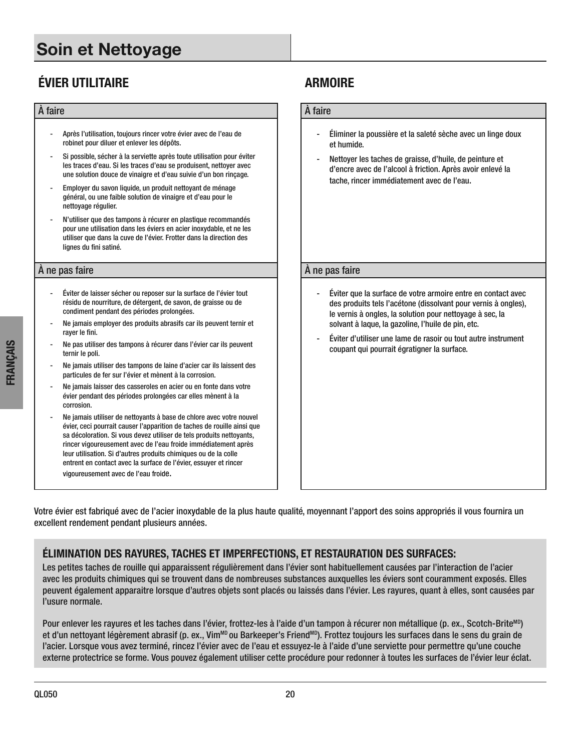# Soin et Nettoyage

## ÉVIER UTILITAIRE

### À faire

- Après l'utilisation, toujours rincer votre évier avec de l'eau de robinet pour diluer et enlever les dépôts.
- Si possible, sécher à la serviette après toute utilisation pour éviter les traces d'eau. Si les traces d'eau se produisent, nettoyer avec une solution douce de vinaigre et d'eau suivie d'un bon rinçage.
- Employer du savon liquide, un produit nettoyant de ménage général, ou une faible solution de vinaigre et d'eau pour le nettoyage régulier.
- N'utiliser que des tampons à récurer en plastique recommandés pour une utilisation dans les éviers en acier inoxydable, et ne les utiliser que dans la cuve de l'évier. Frotter dans la direction des lignes du fini satiné.

### À ne pas faire

- Éviter de laisser sécher ou reposer sur la surface de l'évier tout résidu de nourriture, de détergent, de savon, de graisse ou de condiment pendant des périodes prolongées.
- Ne jamais employer des produits abrasifs car ils peuvent ternir et rayer le fini.
- Ne pas utiliser des tampons à récurer dans l'évier car ils peuvent ternir le poli.
- Ne jamais utiliser des tampons de laine d'acier car ils laissent des particules de fer sur l'évier et mènent à la corrosion.
- Ne jamais laisser des casseroles en acier ou en fonte dans votre évier pendant des périodes prolongées car elles mènent à la corrosion.
- Ne jamais utiliser de nettoyants à base de chlore avec votre nouvel évier, ceci pourrait causer l'apparition de taches de rouille ainsi que sa décoloration. Si vous devez utiliser de tels produits nettoyants, rincer vigoureusement avec de l'eau froide immédiatement après leur utilisation. Si d'autres produits chimiques ou de la colle entrent en contact avec la surface de l'évier, essuyer et rincer vigoureusement avec de l'eau froide.

## ARMOIRE

### À faire

- Éliminer la poussière et la saleté sèche avec un linge doux et humide.
- Nettoyer les taches de graisse, d'huile, de peinture et d'encre avec de l'alcool à friction. Après avoir enlevé la tache, rincer immédiatement avec de l'eau.

### À ne pas faire

- Éviter que la surface de votre armoire entre en contact avec des produits tels l'acétone (dissolvant pour vernis à ongles), le vernis à ongles, la solution pour nettoyage à sec, la solvant à laque, la gazoline, l'huile de pin, etc.
- Éviter d'utiliser une lame de rasoir ou tout autre instrument coupant qui pourrait égratigner la surface.

Votre évier est fabriqué avec de l'acier inoxydable de la plus haute qualité, moyennant l'apport des soins appropriés il vous fournira un excellent rendement pendant plusieurs années.

### ÉLIMINATION DES RAYURES, TACHES ET IMPERFECTIONS, ET RESTAURATION DES SURFACES:

Les petites taches de rouille qui apparaissent régulièrement dans l'évier sont habituellement causées par l'interaction de l'acier avec les produits chimiques qui se trouvent dans de nombreuses substances auxquelles les éviers sont couramment exposés. Elles peuvent également apparaitre lorsque d'autres objets sont placés ou laissés dans l'évier. Les rayures, quant à elles, sont causées par l'usure normale.

Pour enlever les rayures et les taches dans l'évier, frottez-les à l'aide d'un tampon à récurer non métallique (p. ex., Scotch-Brite[MD]) et d'un nettoyant légèrement abrasif (p. ex., Vim[MD] ou Barkeeper's Friend[MD]). Frottez toujours les surfaces dans le sens du grain de l'acier. Lorsque vous avez terminé, rincez l'évier avec de l'eau et essuyez-le à l'aide d'une serviette pour permettre qu'une couche externe protectrice se forme. Vous pouvez également utiliser cette procédure pour redonner à toutes les surfaces de l'évier leur éclat.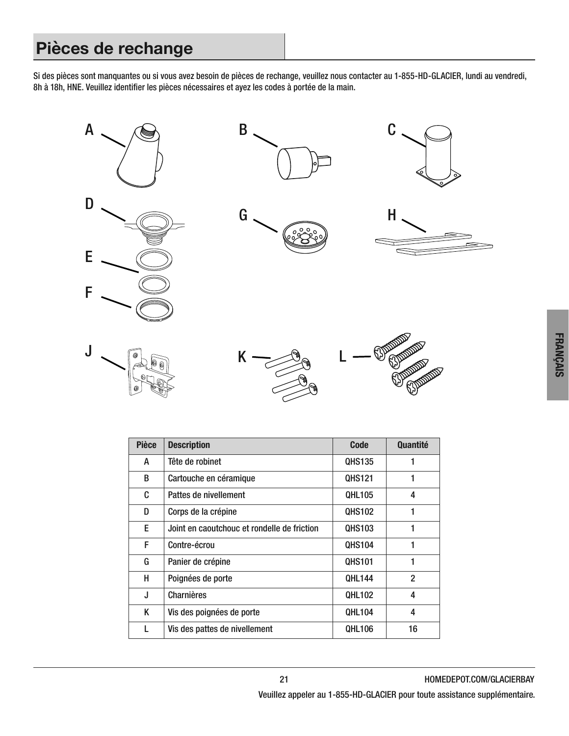# Pièces de rechange

Si des pièces sont manquantes ou si vous avez besoin de pièces de rechange, veuillez nous contacter au 1-855-HD-GLACIER, lundi au vendredi, 8h à 18h, HNE. Veuillez identifier les pièces nécessaires et ayez les codes à portée de la main.

| Pièce | Description | Code | Quantité |
|---|---|---|---|
| A | Tête de robinet | QHS135 | 1 |
| B | Cartouche en céramique | QHS121 | 1 |
| C | Pattes de nivellement | QHL105 | 4 |
| D | Corps de la crépine | QHS102 | 1 |
| E | Joint en caoutchouc et rondelle de friction | QHS103 | 1 |
| F | Contre-écrou | QHS104 | 1 |
| G | Panier de crépine | QHS101 | 1 |
| H | Poignées de porte | QHL144 | 2 |
| J | Charnières | QHL102 | 4 |
| K | Vis des poignées de porte | QHL104 | 4 |
| L | Vis des pattes de nivellement | QHL106 | 16 |

Veuillez appeler au 1-855-HD-GLACIER pour toute assistance supplémentaire.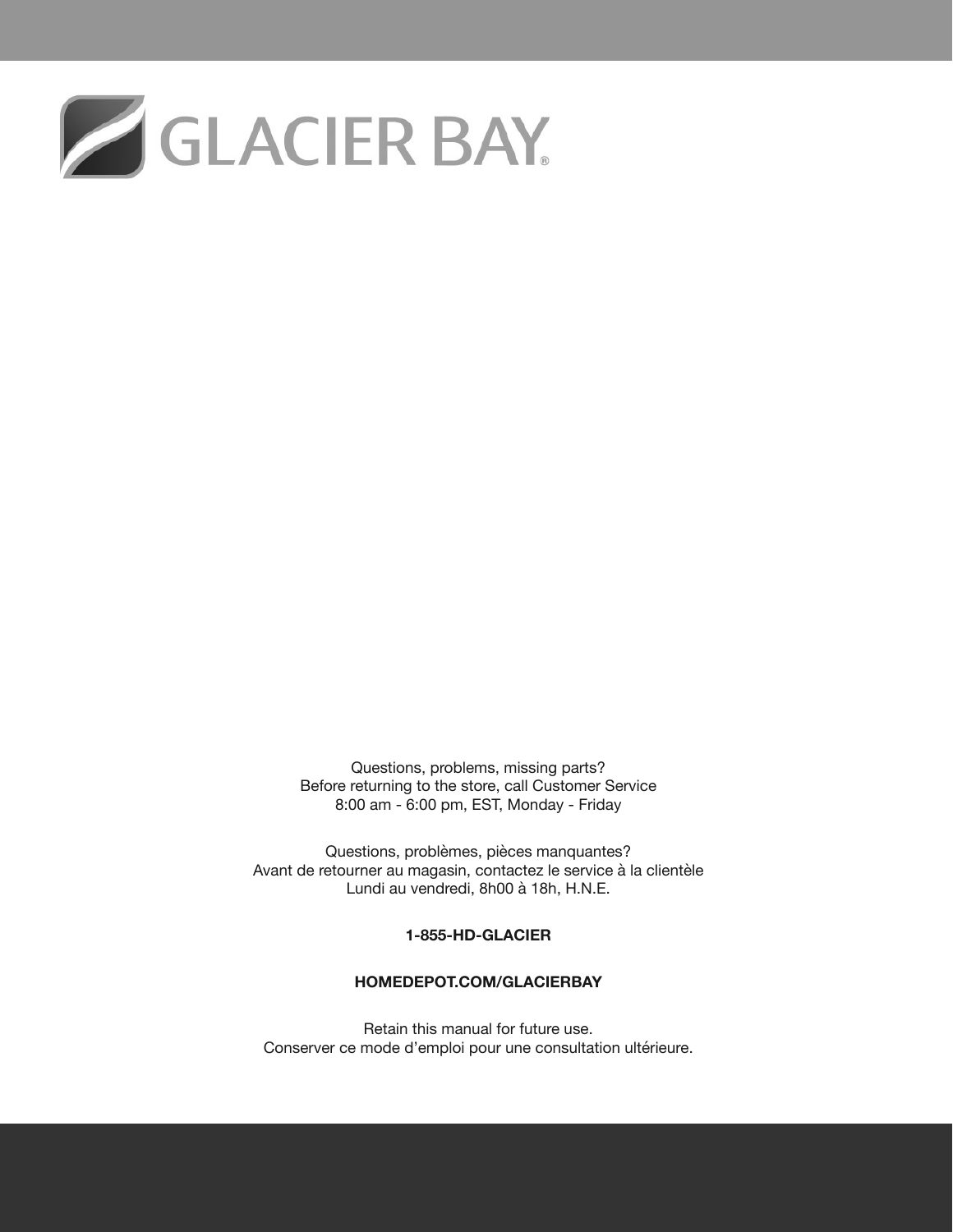GLACIER BAY®

Questions, problems, missing parts?
Before returning to the store, call Customer Service
8:00 am - 6:00 pm, EST, Monday - Friday

Questions, problèmes, pièces manquantes?
Avant de retourner au magasin, contactez le service à la clientèle
Lundi au vendredi, 8h00 à 18h, H.N.E.

**1-855-HD-GLACIER**

**HOMEDEPOT.COM/GLACIERBAY**

Retain this manual for future use.
Conserver ce mode d'emploi pour une consultation ultérieure.